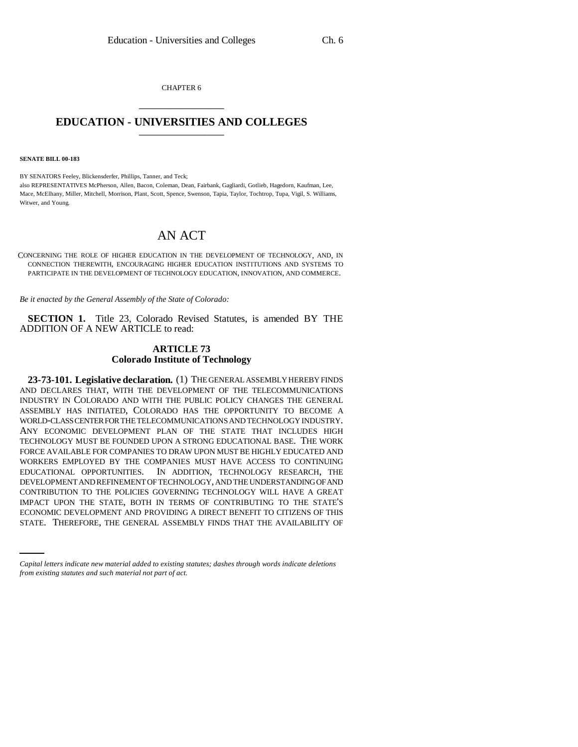CHAPTER 6

# EDUCATION - UNIVERSITIES AND COLLEGES

**SENATE BILL 00-183**

BY SENATORS Feeley, Blickensderfer, Phillips, Tanner, and Teck;
also REPRESENTATIVES McPherson, Allen, Bacon, Coleman, Dean, Fairbank, Gagliardi, Gotlieb, Hagedorn, Kaufman, Lee, Mace, McElhany, Miller, Mitchell, Morrison, Plant, Scott, Spence, Swenson, Tapia, Taylor, Tochtrop, Tupa, Vigil, S. Williams, Witwer, and Young.

## AN ACT

CONCERNING THE ROLE OF HIGHER EDUCATION IN THE DEVELOPMENT OF TECHNOLOGY, AND, IN CONNECTION THEREWITH, ENCOURAGING HIGHER EDUCATION INSTITUTIONS AND SYSTEMS TO PARTICIPATE IN THE DEVELOPMENT OF TECHNOLOGY EDUCATION, INNOVATION, AND COMMERCE.

*Be it enacted by the General Assembly of the State of Colorado:*

**SECTION 1.** Title 23, Colorado Revised Statutes, is amended BY THE ADDITION OF A NEW ARTICLE to read:

### ARTICLE 73
### Colorado Institute of Technology

**23-73-101. Legislative declaration.** (1) THE GENERAL ASSEMBLY HEREBY FINDS AND DECLARES THAT, WITH THE DEVELOPMENT OF THE TELECOMMUNICATIONS INDUSTRY IN COLORADO AND WITH THE PUBLIC POLICY CHANGES THE GENERAL ASSEMBLY HAS INITIATED, COLORADO HAS THE OPPORTUNITY TO BECOME A WORLD-CLASS CENTER FOR THE TELECOMMUNICATIONS AND TECHNOLOGY INDUSTRY. ANY ECONOMIC DEVELOPMENT PLAN OF THE STATE THAT INCLUDES HIGH TECHNOLOGY MUST BE FOUNDED UPON A STRONG EDUCATIONAL BASE. THE WORK FORCE AVAILABLE FOR COMPANIES TO DRAW UPON MUST BE HIGHLY EDUCATED AND WORKERS EMPLOYED BY THE COMPANIES MUST HAVE ACCESS TO CONTINUING EDUCATIONAL OPPORTUNITIES. IN ADDITION, TECHNOLOGY RESEARCH, THE DEVELOPMENT AND REFINEMENT OF TECHNOLOGY, AND THE UNDERSTANDING OF AND CONTRIBUTION TO THE POLICIES GOVERNING TECHNOLOGY WILL HAVE A GREAT IMPACT UPON THE STATE, BOTH IN TERMS OF CONTRIBUTING TO THE STATE'S ECONOMIC DEVELOPMENT AND PROVIDING A DIRECT BENEFIT TO CITIZENS OF THIS STATE. THEREFORE, THE GENERAL ASSEMBLY FINDS THAT THE AVAILABILITY OF

*Capital letters indicate new material added to existing statutes; dashes through words indicate deletions from existing statutes and such material not part of act.*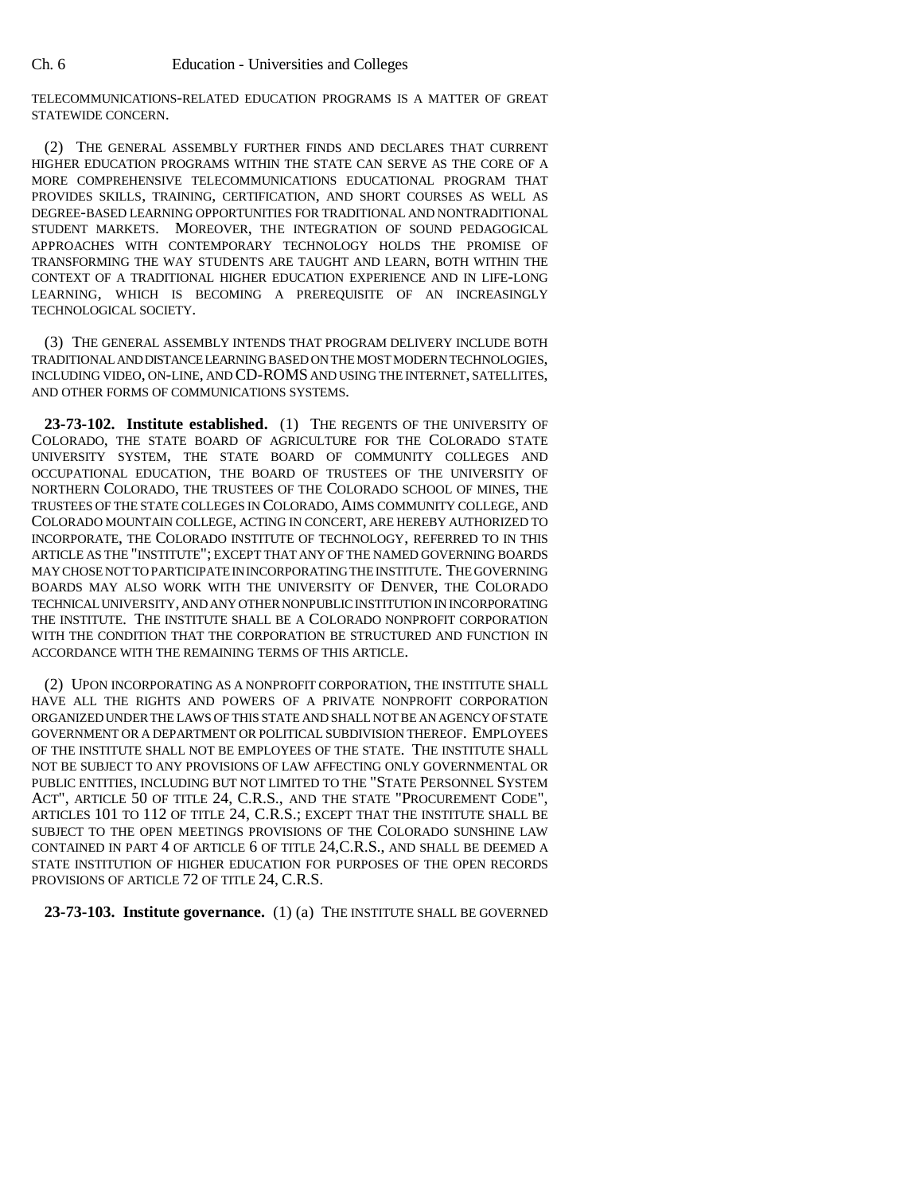TELECOMMUNICATIONS-RELATED EDUCATION PROGRAMS IS A MATTER OF GREAT STATEWIDE CONCERN.

(2) THE GENERAL ASSEMBLY FURTHER FINDS AND DECLARES THAT CURRENT HIGHER EDUCATION PROGRAMS WITHIN THE STATE CAN SERVE AS THE CORE OF A MORE COMPREHENSIVE TELECOMMUNICATIONS EDUCATIONAL PROGRAM THAT PROVIDES SKILLS, TRAINING, CERTIFICATION, AND SHORT COURSES AS WELL AS DEGREE-BASED LEARNING OPPORTUNITIES FOR TRADITIONAL AND NONTRADITIONAL STUDENT MARKETS. MOREOVER, THE INTEGRATION OF SOUND PEDAGOGICAL APPROACHES WITH CONTEMPORARY TECHNOLOGY HOLDS THE PROMISE OF TRANSFORMING THE WAY STUDENTS ARE TAUGHT AND LEARN, BOTH WITHIN THE CONTEXT OF A TRADITIONAL HIGHER EDUCATION EXPERIENCE AND IN LIFE-LONG LEARNING, WHICH IS BECOMING A PREREQUISITE OF AN INCREASINGLY TECHNOLOGICAL SOCIETY.

(3) THE GENERAL ASSEMBLY INTENDS THAT PROGRAM DELIVERY INCLUDE BOTH TRADITIONAL AND DISTANCE LEARNING BASED ON THE MOST MODERN TECHNOLOGIES, INCLUDING VIDEO, ON-LINE, AND CD-ROMS AND USING THE INTERNET, SATELLITES, AND OTHER FORMS OF COMMUNICATIONS SYSTEMS.

**23-73-102. Institute established.** (1) THE REGENTS OF THE UNIVERSITY OF COLORADO, THE STATE BOARD OF AGRICULTURE FOR THE COLORADO STATE UNIVERSITY SYSTEM, THE STATE BOARD OF COMMUNITY COLLEGES AND OCCUPATIONAL EDUCATION, THE BOARD OF TRUSTEES OF THE UNIVERSITY OF NORTHERN COLORADO, THE TRUSTEES OF THE COLORADO SCHOOL OF MINES, THE TRUSTEES OF THE STATE COLLEGES IN COLORADO, AIMS COMMUNITY COLLEGE, AND COLORADO MOUNTAIN COLLEGE, ACTING IN CONCERT, ARE HEREBY AUTHORIZED TO INCORPORATE, THE COLORADO INSTITUTE OF TECHNOLOGY, REFERRED TO IN THIS ARTICLE AS THE "INSTITUTE"; EXCEPT THAT ANY OF THE NAMED GOVERNING BOARDS MAY CHOSE NOT TO PARTICIPATE IN INCORPORATING THE INSTITUTE. THE GOVERNING BOARDS MAY ALSO WORK WITH THE UNIVERSITY OF DENVER, THE COLORADO TECHNICAL UNIVERSITY, AND ANY OTHER NONPUBLIC INSTITUTION IN INCORPORATING THE INSTITUTE. THE INSTITUTE SHALL BE A COLORADO NONPROFIT CORPORATION WITH THE CONDITION THAT THE CORPORATION BE STRUCTURED AND FUNCTION IN ACCORDANCE WITH THE REMAINING TERMS OF THIS ARTICLE.

(2) UPON INCORPORATING AS A NONPROFIT CORPORATION, THE INSTITUTE SHALL HAVE ALL THE RIGHTS AND POWERS OF A PRIVATE NONPROFIT CORPORATION ORGANIZED UNDER THE LAWS OF THIS STATE AND SHALL NOT BE AN AGENCY OF STATE GOVERNMENT OR A DEPARTMENT OR POLITICAL SUBDIVISION THEREOF. EMPLOYEES OF THE INSTITUTE SHALL NOT BE EMPLOYEES OF THE STATE. THE INSTITUTE SHALL NOT BE SUBJECT TO ANY PROVISIONS OF LAW AFFECTING ONLY GOVERNMENTAL OR PUBLIC ENTITIES, INCLUDING BUT NOT LIMITED TO THE "STATE PERSONNEL SYSTEM ACT", ARTICLE 50 OF TITLE 24, C.R.S., AND THE STATE "PROCUREMENT CODE", ARTICLES 101 TO 112 OF TITLE 24, C.R.S.; EXCEPT THAT THE INSTITUTE SHALL BE SUBJECT TO THE OPEN MEETINGS PROVISIONS OF THE COLORADO SUNSHINE LAW CONTAINED IN PART 4 OF ARTICLE 6 OF TITLE 24,C.R.S., AND SHALL BE DEEMED A STATE INSTITUTION OF HIGHER EDUCATION FOR PURPOSES OF THE OPEN RECORDS PROVISIONS OF ARTICLE 72 OF TITLE 24, C.R.S.

**23-73-103. Institute governance.** (1) (a) THE INSTITUTE SHALL BE GOVERNED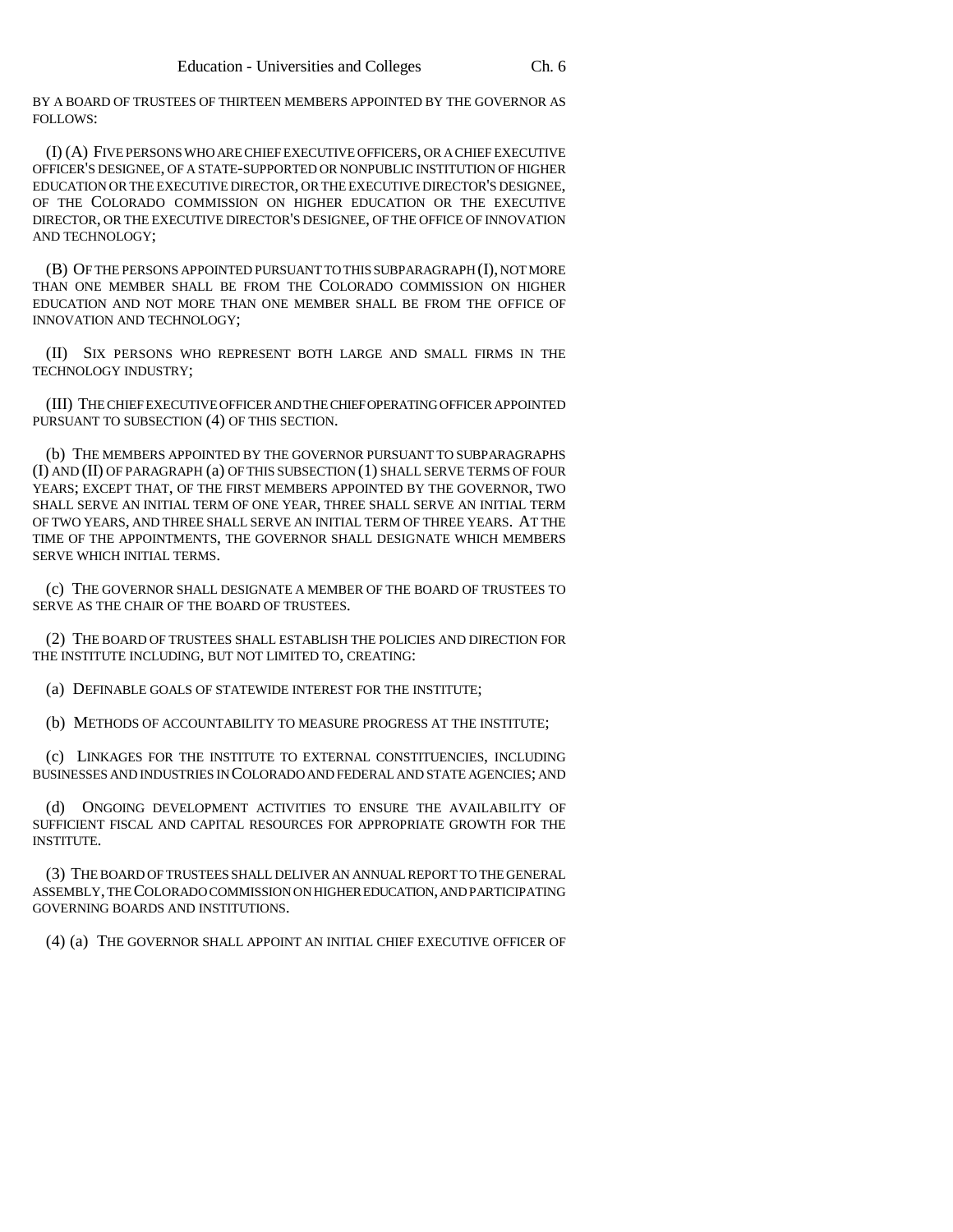BY A BOARD OF TRUSTEES OF THIRTEEN MEMBERS APPOINTED BY THE GOVERNOR AS FOLLOWS:

(I) (A) FIVE PERSONS WHO ARE CHIEF EXECUTIVE OFFICERS, OR A CHIEF EXECUTIVE OFFICER'S DESIGNEE, OF A STATE-SUPPORTED OR NONPUBLIC INSTITUTION OF HIGHER EDUCATION OR THE EXECUTIVE DIRECTOR, OR THE EXECUTIVE DIRECTOR'S DESIGNEE, OF THE COLORADO COMMISSION ON HIGHER EDUCATION OR THE EXECUTIVE DIRECTOR, OR THE EXECUTIVE DIRECTOR'S DESIGNEE, OF THE OFFICE OF INNOVATION AND TECHNOLOGY;

(B) OF THE PERSONS APPOINTED PURSUANT TO THIS SUBPARAGRAPH (I), NOT MORE THAN ONE MEMBER SHALL BE FROM THE COLORADO COMMISSION ON HIGHER EDUCATION AND NOT MORE THAN ONE MEMBER SHALL BE FROM THE OFFICE OF INNOVATION AND TECHNOLOGY;

(II) SIX PERSONS WHO REPRESENT BOTH LARGE AND SMALL FIRMS IN THE TECHNOLOGY INDUSTRY;

(III) THE CHIEF EXECUTIVE OFFICER AND THE CHIEF OPERATING OFFICER APPOINTED PURSUANT TO SUBSECTION (4) OF THIS SECTION.

(b) THE MEMBERS APPOINTED BY THE GOVERNOR PURSUANT TO SUBPARAGRAPHS (I) AND (II) OF PARAGRAPH (a) OF THIS SUBSECTION (1) SHALL SERVE TERMS OF FOUR YEARS; EXCEPT THAT, OF THE FIRST MEMBERS APPOINTED BY THE GOVERNOR, TWO SHALL SERVE AN INITIAL TERM OF ONE YEAR, THREE SHALL SERVE AN INITIAL TERM OF TWO YEARS, AND THREE SHALL SERVE AN INITIAL TERM OF THREE YEARS. AT THE TIME OF THE APPOINTMENTS, THE GOVERNOR SHALL DESIGNATE WHICH MEMBERS SERVE WHICH INITIAL TERMS.

(c) THE GOVERNOR SHALL DESIGNATE A MEMBER OF THE BOARD OF TRUSTEES TO SERVE AS THE CHAIR OF THE BOARD OF TRUSTEES.

(2) THE BOARD OF TRUSTEES SHALL ESTABLISH THE POLICIES AND DIRECTION FOR THE INSTITUTE INCLUDING, BUT NOT LIMITED TO, CREATING:

(a) DEFINABLE GOALS OF STATEWIDE INTEREST FOR THE INSTITUTE;

(b) METHODS OF ACCOUNTABILITY TO MEASURE PROGRESS AT THE INSTITUTE;

(c) LINKAGES FOR THE INSTITUTE TO EXTERNAL CONSTITUENCIES, INCLUDING BUSINESSES AND INDUSTRIES IN COLORADO AND FEDERAL AND STATE AGENCIES; AND

(d) ONGOING DEVELOPMENT ACTIVITIES TO ENSURE THE AVAILABILITY OF SUFFICIENT FISCAL AND CAPITAL RESOURCES FOR APPROPRIATE GROWTH FOR THE INSTITUTE.

(3) THE BOARD OF TRUSTEES SHALL DELIVER AN ANNUAL REPORT TO THE GENERAL ASSEMBLY, THE COLORADO COMMISSION ON HIGHER EDUCATION, AND PARTICIPATING GOVERNING BOARDS AND INSTITUTIONS.

(4) (a) THE GOVERNOR SHALL APPOINT AN INITIAL CHIEF EXECUTIVE OFFICER OF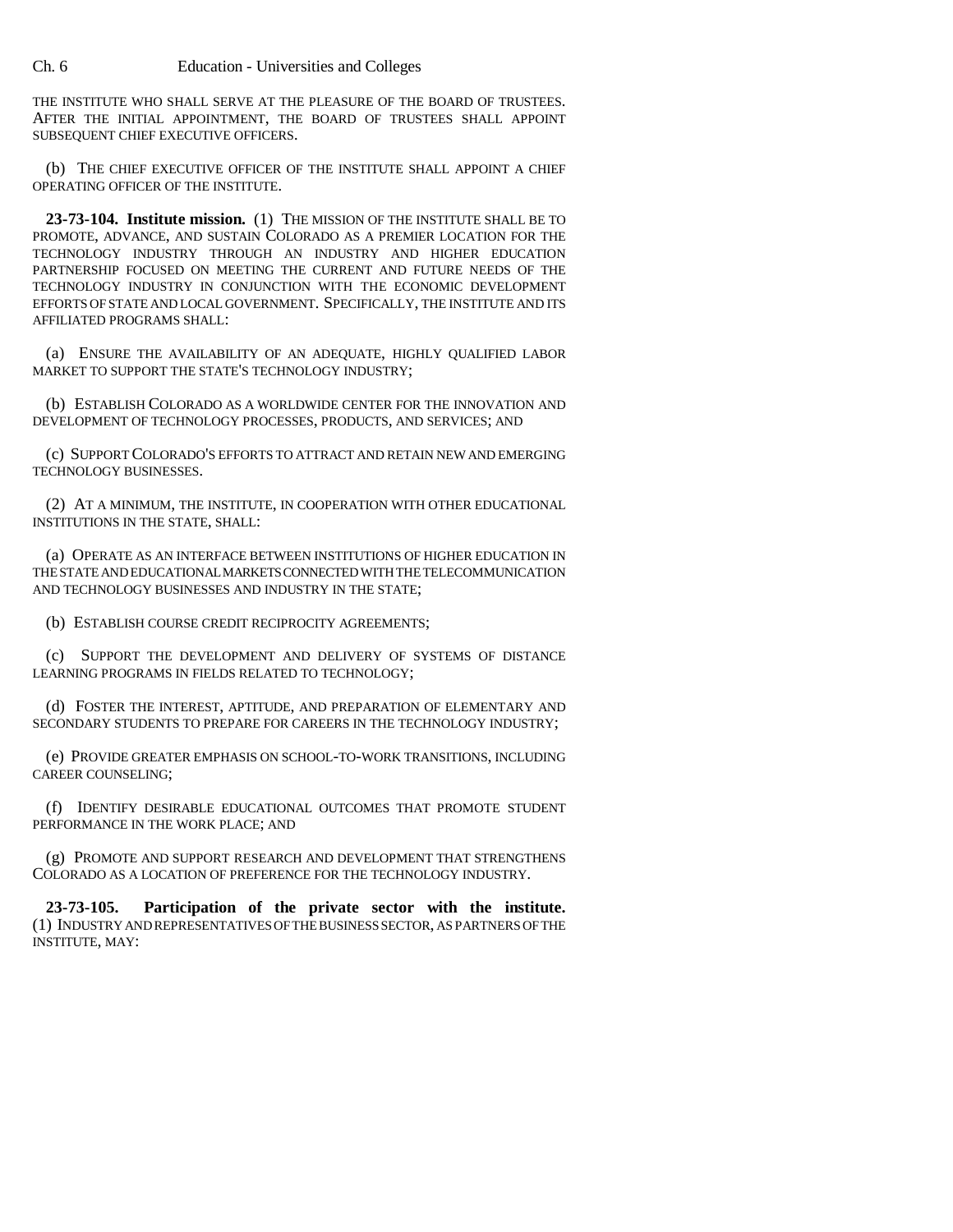THE INSTITUTE WHO SHALL SERVE AT THE PLEASURE OF THE BOARD OF TRUSTEES. AFTER THE INITIAL APPOINTMENT, THE BOARD OF TRUSTEES SHALL APPOINT SUBSEQUENT CHIEF EXECUTIVE OFFICERS.

(b) THE CHIEF EXECUTIVE OFFICER OF THE INSTITUTE SHALL APPOINT A CHIEF OPERATING OFFICER OF THE INSTITUTE.

**23-73-104. Institute mission.** (1) THE MISSION OF THE INSTITUTE SHALL BE TO PROMOTE, ADVANCE, AND SUSTAIN COLORADO AS A PREMIER LOCATION FOR THE TECHNOLOGY INDUSTRY THROUGH AN INDUSTRY AND HIGHER EDUCATION PARTNERSHIP FOCUSED ON MEETING THE CURRENT AND FUTURE NEEDS OF THE TECHNOLOGY INDUSTRY IN CONJUNCTION WITH THE ECONOMIC DEVELOPMENT EFFORTS OF STATE AND LOCAL GOVERNMENT. SPECIFICALLY, THE INSTITUTE AND ITS AFFILIATED PROGRAMS SHALL:

(a) ENSURE THE AVAILABILITY OF AN ADEQUATE, HIGHLY QUALIFIED LABOR MARKET TO SUPPORT THE STATE'S TECHNOLOGY INDUSTRY;

(b) ESTABLISH COLORADO AS A WORLDWIDE CENTER FOR THE INNOVATION AND DEVELOPMENT OF TECHNOLOGY PROCESSES, PRODUCTS, AND SERVICES; AND

(c) SUPPORT COLORADO'S EFFORTS TO ATTRACT AND RETAIN NEW AND EMERGING TECHNOLOGY BUSINESSES.

(2) AT A MINIMUM, THE INSTITUTE, IN COOPERATION WITH OTHER EDUCATIONAL INSTITUTIONS IN THE STATE, SHALL:

(a) OPERATE AS AN INTERFACE BETWEEN INSTITUTIONS OF HIGHER EDUCATION IN THE STATE AND EDUCATIONAL MARKETS CONNECTED WITH THE TELECOMMUNICATION AND TECHNOLOGY BUSINESSES AND INDUSTRY IN THE STATE;

(b) ESTABLISH COURSE CREDIT RECIPROCITY AGREEMENTS;

(c) SUPPORT THE DEVELOPMENT AND DELIVERY OF SYSTEMS OF DISTANCE LEARNING PROGRAMS IN FIELDS RELATED TO TECHNOLOGY;

(d) FOSTER THE INTEREST, APTITUDE, AND PREPARATION OF ELEMENTARY AND SECONDARY STUDENTS TO PREPARE FOR CAREERS IN THE TECHNOLOGY INDUSTRY;

(e) PROVIDE GREATER EMPHASIS ON SCHOOL-TO-WORK TRANSITIONS, INCLUDING CAREER COUNSELING;

(f) IDENTIFY DESIRABLE EDUCATIONAL OUTCOMES THAT PROMOTE STUDENT PERFORMANCE IN THE WORK PLACE; AND

(g) PROMOTE AND SUPPORT RESEARCH AND DEVELOPMENT THAT STRENGTHENS COLORADO AS A LOCATION OF PREFERENCE FOR THE TECHNOLOGY INDUSTRY.

**23-73-105. Participation of the private sector with the institute.** (1) INDUSTRY AND REPRESENTATIVES OF THE BUSINESS SECTOR, AS PARTNERS OF THE INSTITUTE, MAY: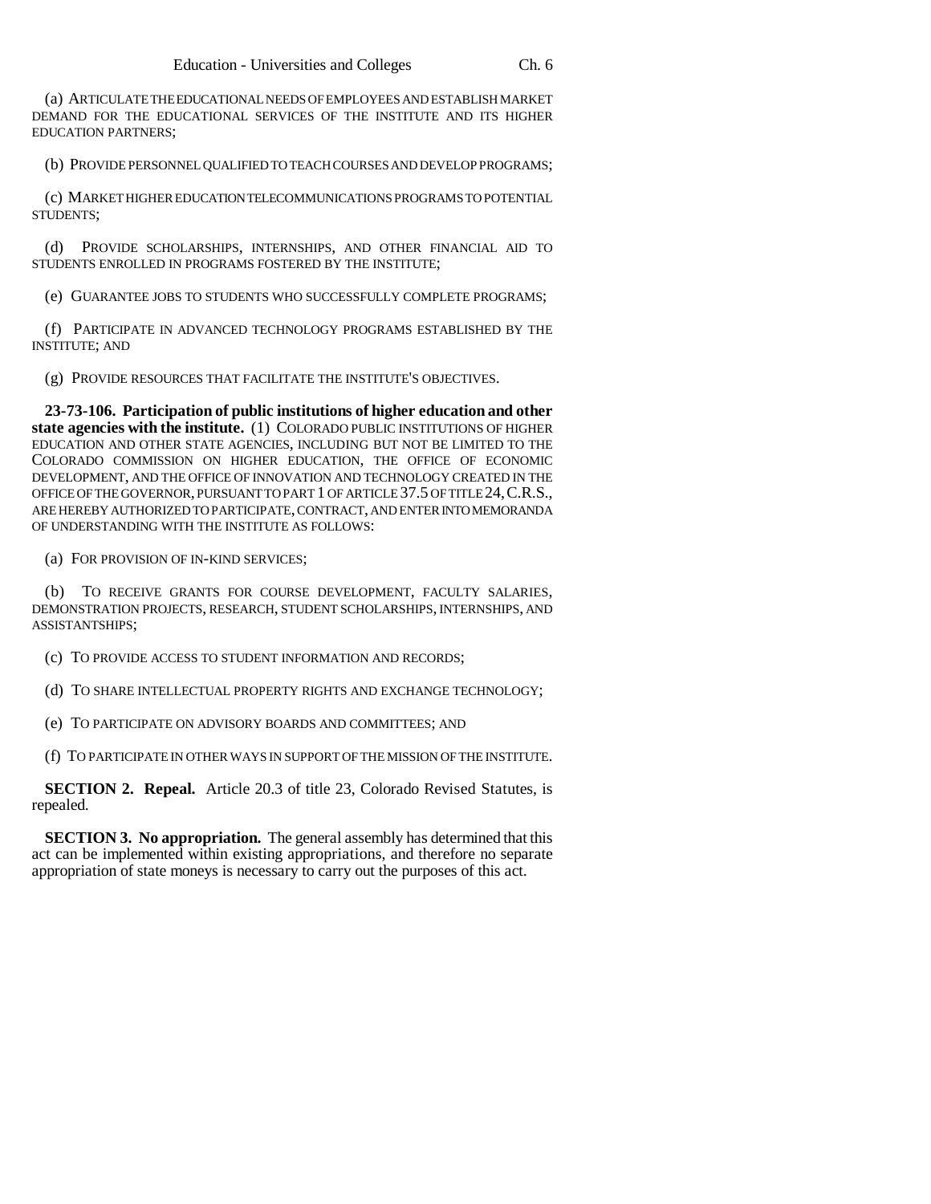(a) ARTICULATE THE EDUCATIONAL NEEDS OF EMPLOYEES AND ESTABLISH MARKET DEMAND FOR THE EDUCATIONAL SERVICES OF THE INSTITUTE AND ITS HIGHER EDUCATION PARTNERS;

(b) PROVIDE PERSONNEL QUALIFIED TO TEACH COURSES AND DEVELOP PROGRAMS;

(c) MARKET HIGHER EDUCATION TELECOMMUNICATIONS PROGRAMS TO POTENTIAL STUDENTS;

(d) PROVIDE SCHOLARSHIPS, INTERNSHIPS, AND OTHER FINANCIAL AID TO STUDENTS ENROLLED IN PROGRAMS FOSTERED BY THE INSTITUTE;

(e) GUARANTEE JOBS TO STUDENTS WHO SUCCESSFULLY COMPLETE PROGRAMS;

(f) PARTICIPATE IN ADVANCED TECHNOLOGY PROGRAMS ESTABLISHED BY THE INSTITUTE; AND

(g) PROVIDE RESOURCES THAT FACILITATE THE INSTITUTE'S OBJECTIVES.

**23-73-106. Participation of public institutions of higher education and other state agencies with the institute.** (1) COLORADO PUBLIC INSTITUTIONS OF HIGHER EDUCATION AND OTHER STATE AGENCIES, INCLUDING BUT NOT BE LIMITED TO THE COLORADO COMMISSION ON HIGHER EDUCATION, THE OFFICE OF ECONOMIC DEVELOPMENT, AND THE OFFICE OF INNOVATION AND TECHNOLOGY CREATED IN THE OFFICE OF THE GOVERNOR, PURSUANT TO PART 1 OF ARTICLE 37.5 OF TITLE 24, C.R.S., ARE HEREBY AUTHORIZED TO PARTICIPATE, CONTRACT, AND ENTER INTO MEMORANDA OF UNDERSTANDING WITH THE INSTITUTE AS FOLLOWS:

(a) FOR PROVISION OF IN-KIND SERVICES;

(b) TO RECEIVE GRANTS FOR COURSE DEVELOPMENT, FACULTY SALARIES, DEMONSTRATION PROJECTS, RESEARCH, STUDENT SCHOLARSHIPS, INTERNSHIPS, AND ASSISTANTSHIPS;

(c) TO PROVIDE ACCESS TO STUDENT INFORMATION AND RECORDS;

(d) TO SHARE INTELLECTUAL PROPERTY RIGHTS AND EXCHANGE TECHNOLOGY;

(e) TO PARTICIPATE ON ADVISORY BOARDS AND COMMITTEES; AND

(f) TO PARTICIPATE IN OTHER WAYS IN SUPPORT OF THE MISSION OF THE INSTITUTE.

**SECTION 2. Repeal.** Article 20.3 of title 23, Colorado Revised Statutes, is repealed.

**SECTION 3. No appropriation.** The general assembly has determined that this act can be implemented within existing appropriations, and therefore no separate appropriation of state moneys is necessary to carry out the purposes of this act.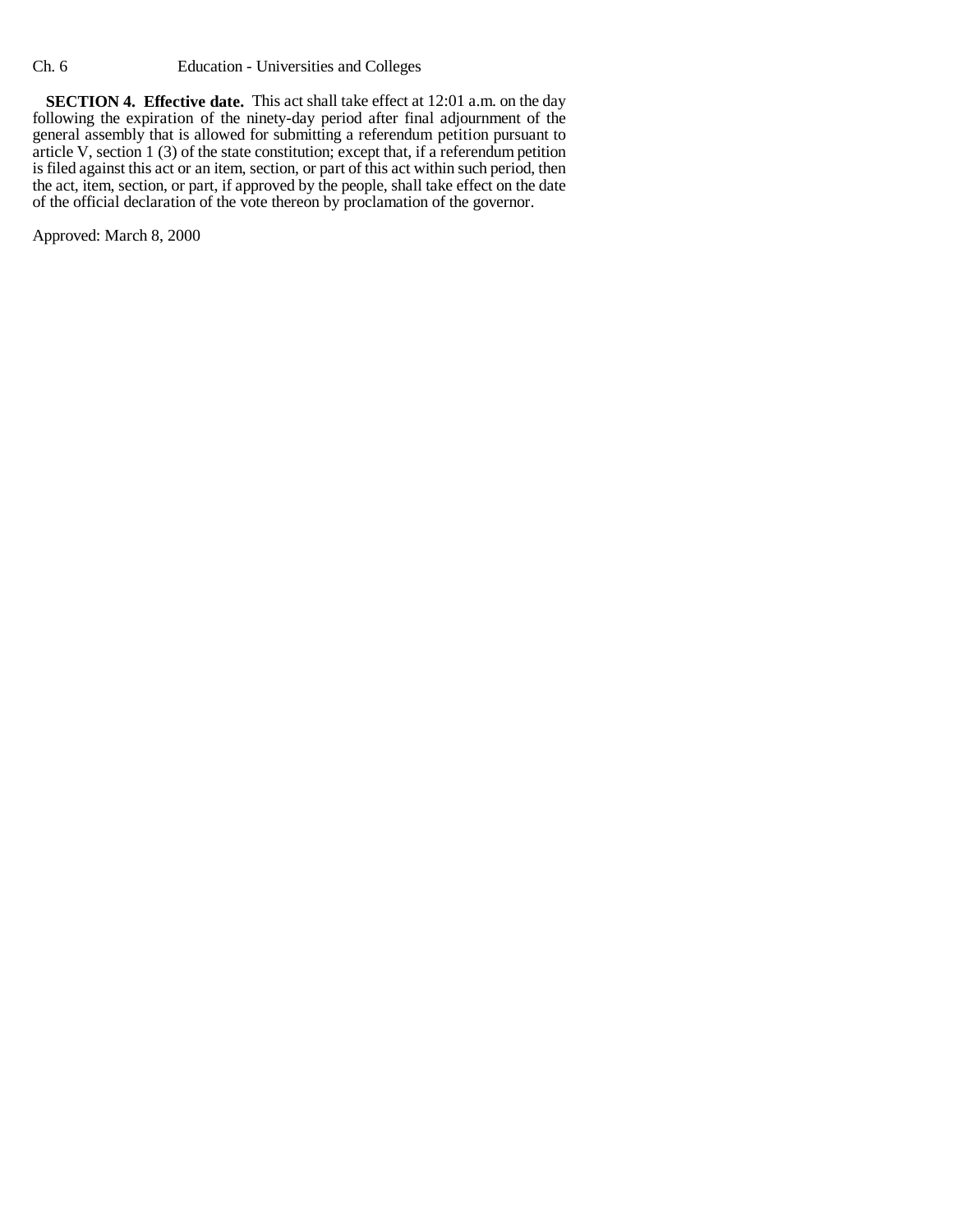**SECTION 4. Effective date.** This act shall take effect at 12:01 a.m. on the day following the expiration of the ninety-day period after final adjournment of the general assembly that is allowed for submitting a referendum petition pursuant to article V, section 1 (3) of the state constitution; except that, if a referendum petition is filed against this act or an item, section, or part of this act within such period, then the act, item, section, or part, if approved by the people, shall take effect on the date of the official declaration of the vote thereon by proclamation of the governor.

Approved: March 8, 2000